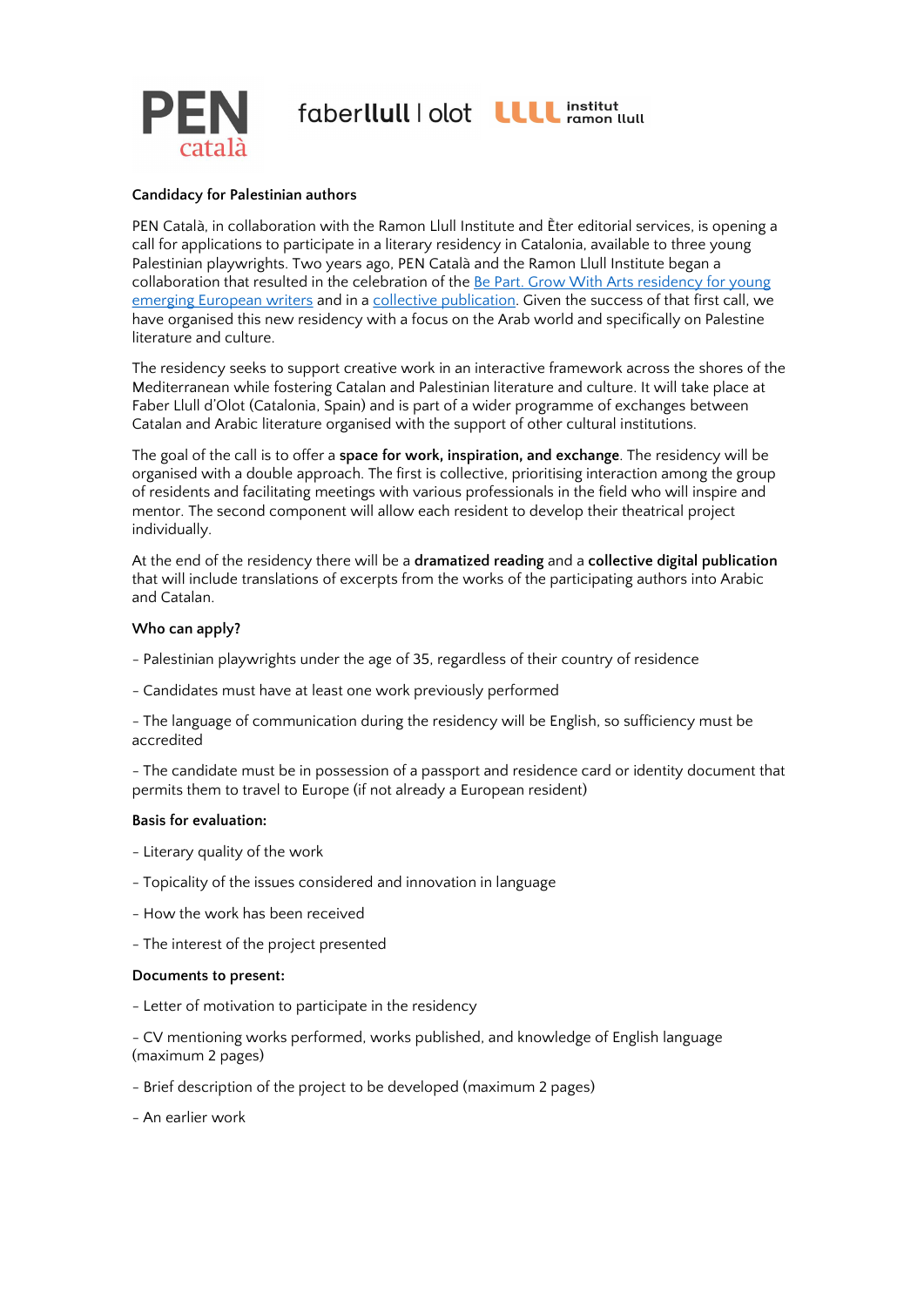**Candidacy for Palestinian authors**

PEN Català, in collaboration with the Ramon Llull Institute and Èter editorial services, is opening a call for applications to participate in a literary residency in Catalonia, available to three young Palestinian playwrights. Two years ago, PEN Català and the Ramon Llull Institute began a collaboration that resulted in the celebration of the Be Part. Grow With Arts residency for young emerging European writers and in a collective publication. Given the success of that first call, we have organised this new residency with a focus on the Arab world and specifically on Palestine literature and culture.

The residency seeks to support creative work in an interactive framework across the shores of the Mediterranean while fostering Catalan and Palestinian literature and culture. It will take place at Faber Llull d'Olot (Catalonia, Spain) and is part of a wider programme of exchanges between Catalan and Arabic literature organised with the support of other cultural institutions.

The goal of the call is to offer a **space for work, inspiration, and exchange**. The residency will be organised with a double approach. The first is collective, prioritising interaction among the group of residents and facilitating meetings with various professionals in the field who will inspire and mentor. The second component will allow each resident to develop their theatrical project individually.

At the end of the residency there will be a **dramatized reading** and a **collective digital publication** that will include translations of excerpts from the works of the participating authors into Arabic and Catalan.

**Who can apply?**

- Palestinian playwrights under the age of 35, regardless of their country of residence

- Candidates must have at least one work previously performed

- The language of communication during the residency will be English, so sufficiency must be accredited

- The candidate must be in possession of a passport and residence card or identity document that permits them to travel to Europe (if not already a European resident)

**Basis for evaluation:**

- Literary quality of the work

- Topicality of the issues considered and innovation in language

- How the work has been received

- The interest of the project presented

**Documents to present:**

- Letter of motivation to participate in the residency

- CV mentioning works performed, works published, and knowledge of English language (maximum 2 pages)

- Brief description of the project to be developed (maximum 2 pages)

- An earlier work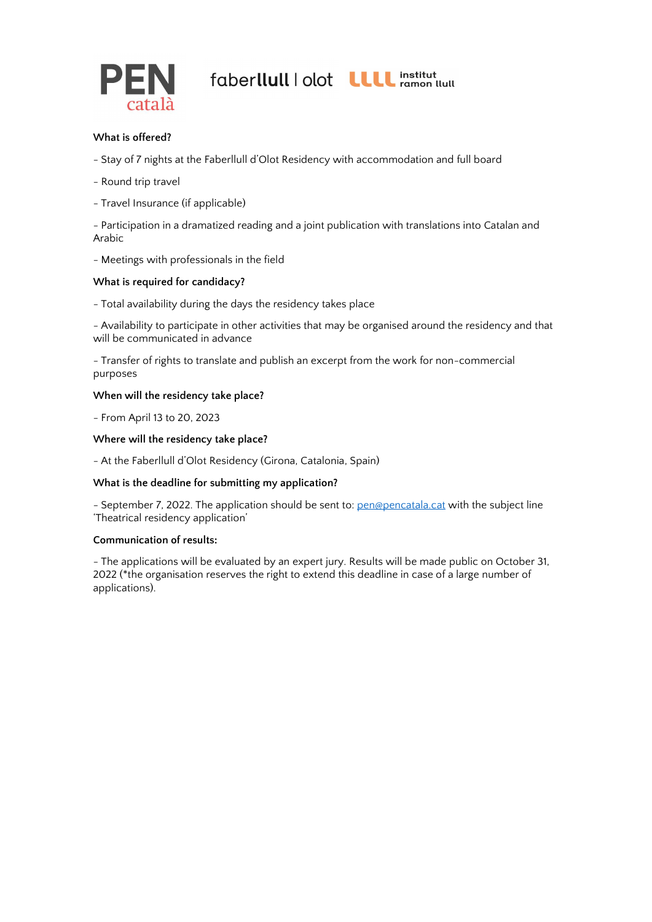**What is offered?**

- Stay of 7 nights at the Faberllull d'Olot Residency with accommodation and full board

- Round trip travel

- Travel Insurance (if applicable)

- Participation in a dramatized reading and a joint publication with translations into Catalan and Arabic

- Meetings with professionals in the field

**What is required for candidacy?**

- Total availability during the days the residency takes place

- Availability to participate in other activities that may be organised around the residency and that will be communicated in advance

- Transfer of rights to translate and publish an excerpt from the work for non-commercial purposes

**When will the residency take place?**

- From April 13 to 20, 2023

**Where will the residency take place?**

- At the Faberllull d'Olot Residency (Girona, Catalonia, Spain)

**What is the deadline for submitting my application?**

- September 7, 2022. The application should be sent to: pen@pencatala.cat with the subject line 'Theatrical residency application'

**Communication of results:**

- The applications will be evaluated by an expert jury. Results will be made public on October 31, 2022 (*the organisation reserves the right to extend this deadline in case of a large number of applications).